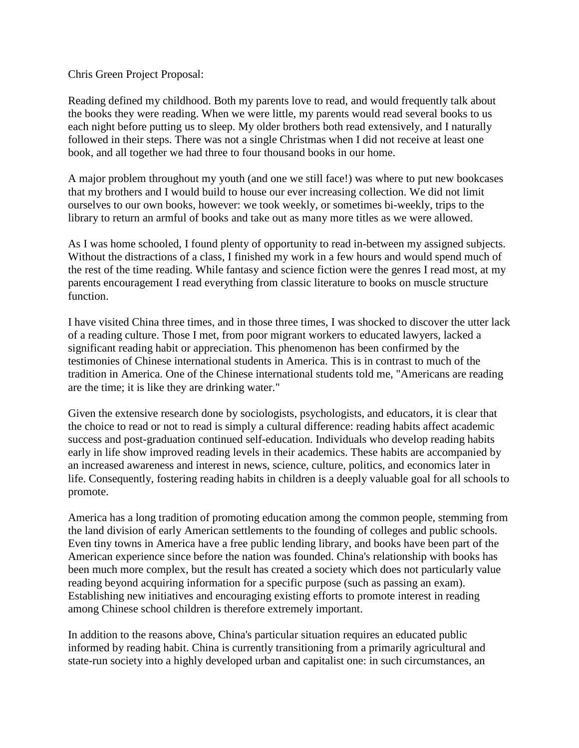Chris Green Project Proposal:

Reading defined my childhood. Both my parents love to read, and would frequently talk about the books they were reading. When we were little, my parents would read several books to us each night before putting us to sleep. My older brothers both read extensively, and I naturally followed in their steps. There was not a single Christmas when I did not receive at least one book, and all together we had three to four thousand books in our home.

A major problem throughout my youth (and one we still face!) was where to put new bookcases that my brothers and I would build to house our ever increasing collection. We did not limit ourselves to our own books, however: we took weekly, or sometimes bi-weekly, trips to the library to return an armful of books and take out as many more titles as we were allowed.

As I was home schooled, I found plenty of opportunity to read in-between my assigned subjects. Without the distractions of a class, I finished my work in a few hours and would spend much of the rest of the time reading. While fantasy and science fiction were the genres I read most, at my parents encouragement I read everything from classic literature to books on muscle structure function.

I have visited China three times, and in those three times, I was shocked to discover the utter lack of a reading culture. Those I met, from poor migrant workers to educated lawyers, lacked a significant reading habit or appreciation. This phenomenon has been confirmed by the testimonies of Chinese international students in America. This is in contrast to much of the tradition in America. One of the Chinese international students told me, "Americans are reading are the time; it is like they are drinking water."

Given the extensive research done by sociologists, psychologists, and educators, it is clear that the choice to read or not to read is simply a cultural difference: reading habits affect academic success and post-graduation continued self-education. Individuals who develop reading habits early in life show improved reading levels in their academics. These habits are accompanied by an increased awareness and interest in news, science, culture, politics, and economics later in life. Consequently, fostering reading habits in children is a deeply valuable goal for all schools to promote.

America has a long tradition of promoting education among the common people, stemming from the land division of early American settlements to the founding of colleges and public schools. Even tiny towns in America have a free public lending library, and books have been part of the American experience since before the nation was founded. China's relationship with books has been much more complex, but the result has created a society which does not particularly value reading beyond acquiring information for a specific purpose (such as passing an exam). Establishing new initiatives and encouraging existing efforts to promote interest in reading among Chinese school children is therefore extremely important.

In addition to the reasons above, China's particular situation requires an educated public informed by reading habit. China is currently transitioning from a primarily agricultural and state-run society into a highly developed urban and capitalist one: in such circumstances, an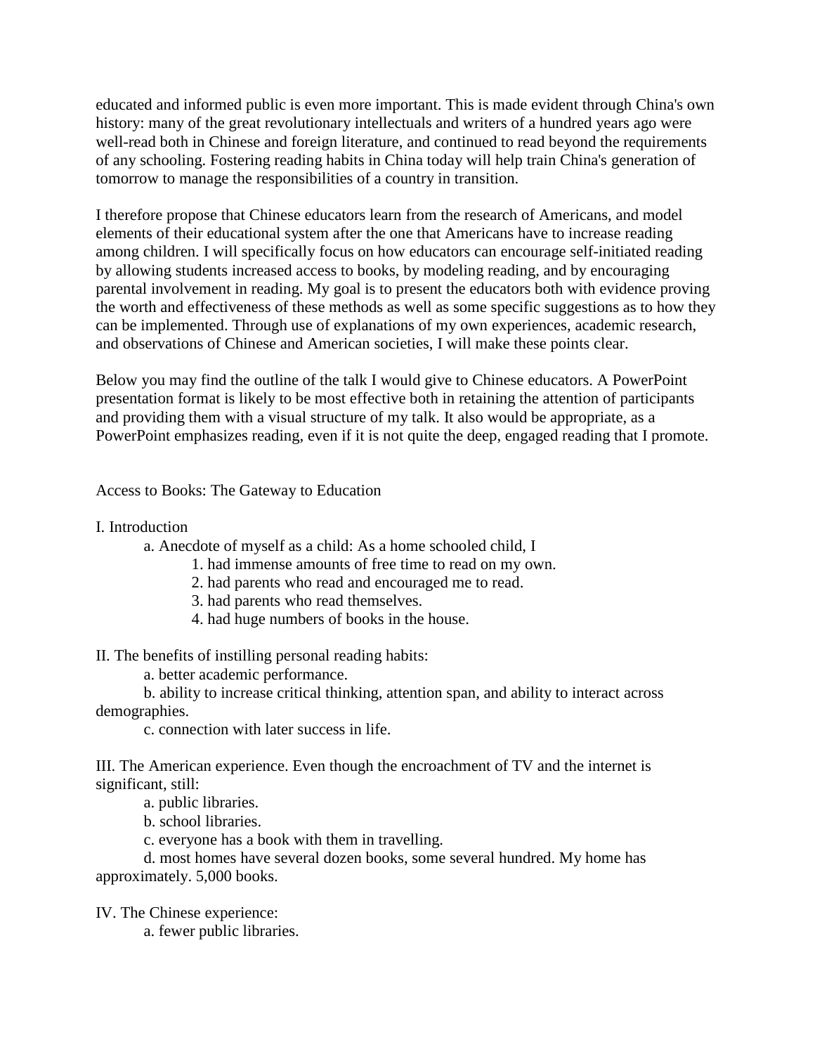educated and informed public is even more important. This is made evident through China's own history: many of the great revolutionary intellectuals and writers of a hundred years ago were well-read both in Chinese and foreign literature, and continued to read beyond the requirements of any schooling. Fostering reading habits in China today will help train China's generation of tomorrow to manage the responsibilities of a country in transition.

I therefore propose that Chinese educators learn from the research of Americans, and model elements of their educational system after the one that Americans have to increase reading among children. I will specifically focus on how educators can encourage self-initiated reading by allowing students increased access to books, by modeling reading, and by encouraging parental involvement in reading. My goal is to present the educators both with evidence proving the worth and effectiveness of these methods as well as some specific suggestions as to how they can be implemented. Through use of explanations of my own experiences, academic research, and observations of Chinese and American societies, I will make these points clear.

Below you may find the outline of the talk I would give to Chinese educators. A PowerPoint presentation format is likely to be most effective both in retaining the attention of participants and providing them with a visual structure of my talk. It also would be appropriate, as a PowerPoint emphasizes reading, even if it is not quite the deep, engaged reading that I promote.

Access to Books: The Gateway to Education

I. Introduction

- a. Anecdote of myself as a child: As a home schooled child, I
    - 1. had immense amounts of free time to read on my own.
    - 2. had parents who read and encouraged me to read.
    - 3. had parents who read themselves.
    - 4. had huge numbers of books in the house.

II. The benefits of instilling personal reading habits:

- a. better academic performance.
- b. ability to increase critical thinking, attention span, and ability to interact across demographies.
- c. connection with later success in life.

III. The American experience. Even though the encroachment of TV and the internet is significant, still:

- a. public libraries.
- b. school libraries.
- c. everyone has a book with them in travelling.
- d. most homes have several dozen books, some several hundred. My home has approximately. 5,000 books.

IV. The Chinese experience:

- a. fewer public libraries.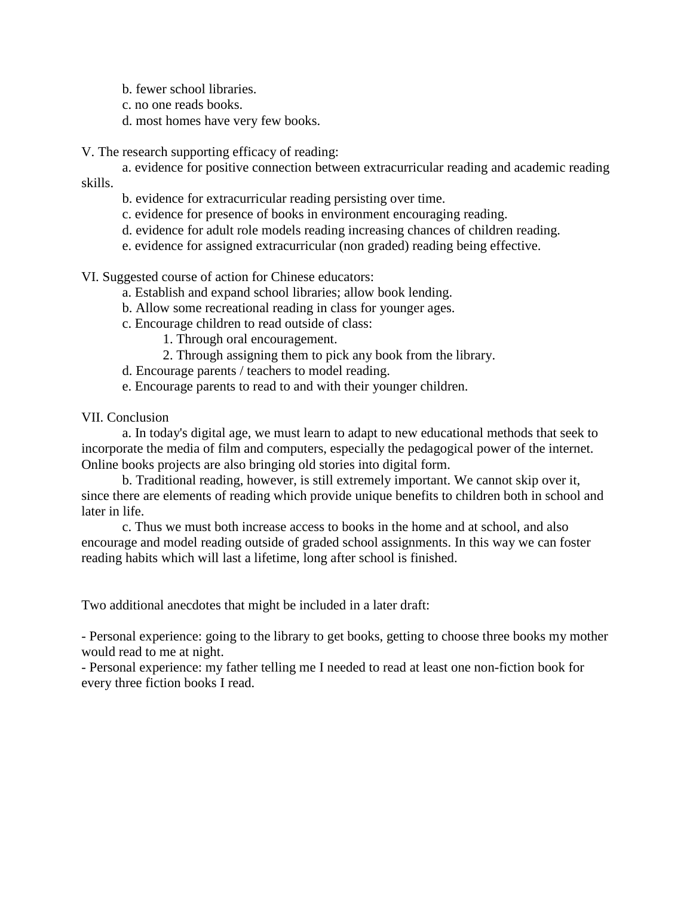b. fewer school libraries.
c. no one reads books.
d. most homes have very few books.

V. The research supporting efficacy of reading:
a. evidence for positive connection between extracurricular reading and academic reading skills.
b. evidence for extracurricular reading persisting over time.
c. evidence for presence of books in environment encouraging reading.
d. evidence for adult role models reading increasing chances of children reading.
e. evidence for assigned extracurricular (non graded) reading being effective.

VI. Suggested course of action for Chinese educators:
a. Establish and expand school libraries; allow book lending.
b. Allow some recreational reading in class for younger ages.
c. Encourage children to read outside of class:
1. Through oral encouragement.
2. Through assigning them to pick any book from the library.
d. Encourage parents / teachers to model reading.
e. Encourage parents to read to and with their younger children.

VII. Conclusion
a. In today's digital age, we must learn to adapt to new educational methods that seek to incorporate the media of film and computers, especially the pedagogical power of the internet. Online books projects are also bringing old stories into digital form.
b. Traditional reading, however, is still extremely important. We cannot skip over it, since there are elements of reading which provide unique benefits to children both in school and later in life.
c. Thus we must both increase access to books in the home and at school, and also encourage and model reading outside of graded school assignments. In this way we can foster reading habits which will last a lifetime, long after school is finished.

Two additional anecdotes that might be included in a later draft:

- Personal experience: going to the library to get books, getting to choose three books my mother would read to me at night.
- Personal experience: my father telling me I needed to read at least one non-fiction book for every three fiction books I read.